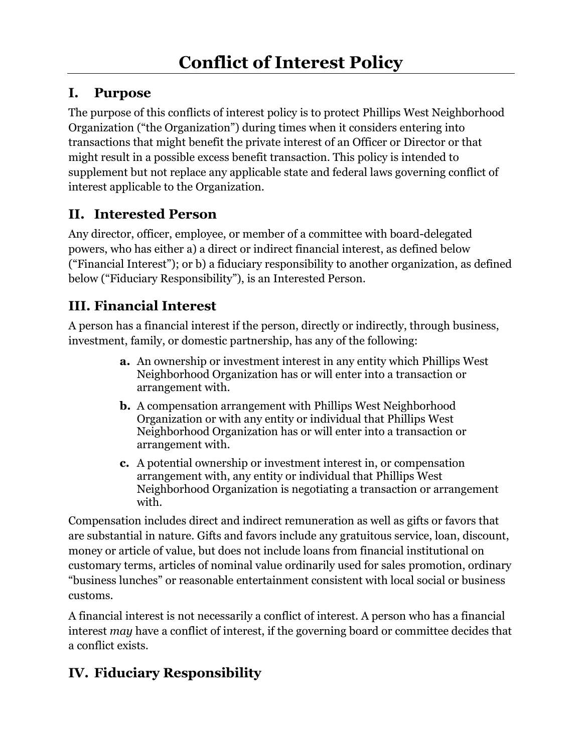# Conflict of Interest Policy

## I. Purpose

The purpose of this conflicts of interest policy is to protect Phillips West Neighborhood Organization ("the Organization") during times when it considers entering into transactions that might benefit the private interest of an Officer or Director or that might result in a possible excess benefit transaction. This policy is intended to supplement but not replace any applicable state and federal laws governing conflict of interest applicable to the Organization.

## II. Interested Person

Any director, officer, employee, or member of a committee with board-delegated powers, who has either a) a direct or indirect financial interest, as defined below ("Financial Interest"); or b) a fiduciary responsibility to another organization, as defined below ("Fiduciary Responsibility"), is an Interested Person.

## III. Financial Interest

A person has a financial interest if the person, directly or indirectly, through business, investment, family, or domestic partnership, has any of the following:

- **a.** An ownership or investment interest in any entity which Phillips West Neighborhood Organization has or will enter into a transaction or arrangement with.
- **b.** A compensation arrangement with Phillips West Neighborhood Organization or with any entity or individual that Phillips West Neighborhood Organization has or will enter into a transaction or arrangement with.
- **c.** A potential ownership or investment interest in, or compensation arrangement with, any entity or individual that Phillips West Neighborhood Organization is negotiating a transaction or arrangement with.

Compensation includes direct and indirect remuneration as well as gifts or favors that are substantial in nature. Gifts and favors include any gratuitous service, loan, discount, money or article of value, but does not include loans from financial institutional on customary terms, articles of nominal value ordinarily used for sales promotion, ordinary "business lunches" or reasonable entertainment consistent with local social or business customs.

A financial interest is not necessarily a conflict of interest. A person who has a financial interest *may* have a conflict of interest, if the governing board or committee decides that a conflict exists.

## IV. Fiduciary Responsibility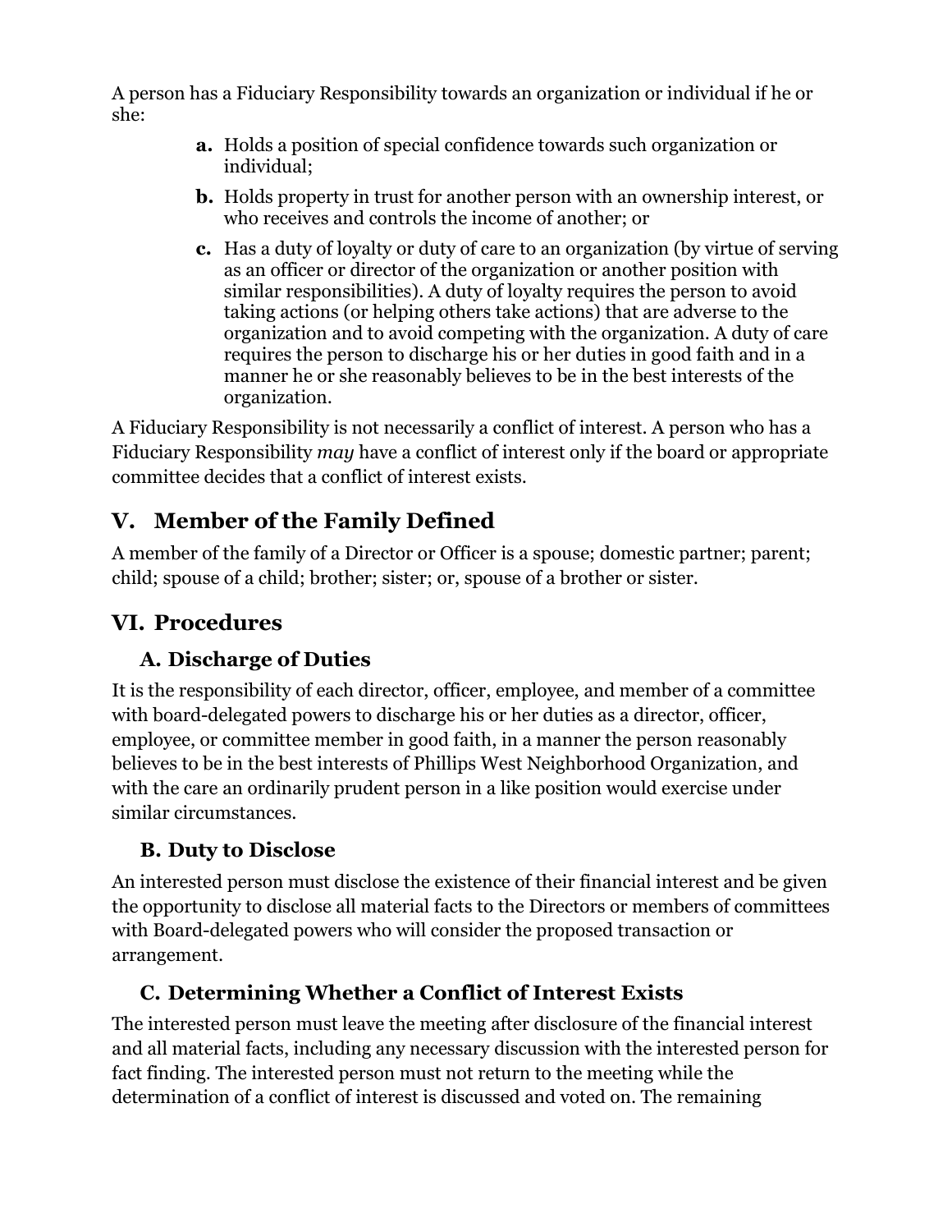A person has a Fiduciary Responsibility towards an organization or individual if he or she:

- **a.** Holds a position of special confidence towards such organization or individual;
- **b.** Holds property in trust for another person with an ownership interest, or who receives and controls the income of another; or
- **c.** Has a duty of loyalty or duty of care to an organization (by virtue of serving as an officer or director of the organization or another position with similar responsibilities). A duty of loyalty requires the person to avoid taking actions (or helping others take actions) that are adverse to the organization and to avoid competing with the organization. A duty of care requires the person to discharge his or her duties in good faith and in a manner he or she reasonably believes to be in the best interests of the organization.

A Fiduciary Responsibility is not necessarily a conflict of interest. A person who has a Fiduciary Responsibility *may* have a conflict of interest only if the board or appropriate committee decides that a conflict of interest exists.

## V. Member of the Family Defined

A member of the family of a Director or Officer is a spouse; domestic partner; parent; child; spouse of a child; brother; sister; or, spouse of a brother or sister.

## VI. Procedures

### A. Discharge of Duties

It is the responsibility of each director, officer, employee, and member of a committee with board-delegated powers to discharge his or her duties as a director, officer, employee, or committee member in good faith, in a manner the person reasonably believes to be in the best interests of Phillips West Neighborhood Organization, and with the care an ordinarily prudent person in a like position would exercise under similar circumstances.

### B. Duty to Disclose

An interested person must disclose the existence of their financial interest and be given the opportunity to disclose all material facts to the Directors or members of committees with Board-delegated powers who will consider the proposed transaction or arrangement.

### C. Determining Whether a Conflict of Interest Exists

The interested person must leave the meeting after disclosure of the financial interest and all material facts, including any necessary discussion with the interested person for fact finding. The interested person must not return to the meeting while the determination of a conflict of interest is discussed and voted on. The remaining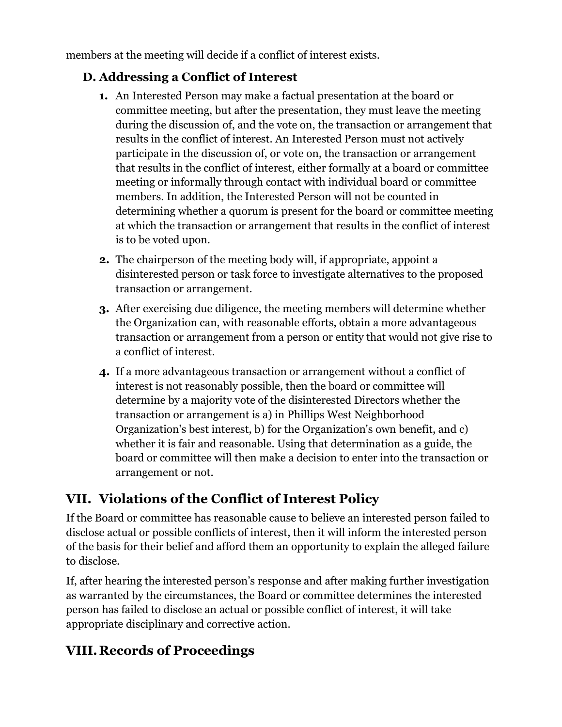members at the meeting will decide if a conflict of interest exists.

### D. Addressing a Conflict of Interest

1. An Interested Person may make a factual presentation at the board or committee meeting, but after the presentation, they must leave the meeting during the discussion of, and the vote on, the transaction or arrangement that results in the conflict of interest. An Interested Person must not actively participate in the discussion of, or vote on, the transaction or arrangement that results in the conflict of interest, either formally at a board or committee meeting or informally through contact with individual board or committee members. In addition, the Interested Person will not be counted in determining whether a quorum is present for the board or committee meeting at which the transaction or arrangement that results in the conflict of interest is to be voted upon.
2. The chairperson of the meeting body will, if appropriate, appoint a disinterested person or task force to investigate alternatives to the proposed transaction or arrangement.
3. After exercising due diligence, the meeting members will determine whether the Organization can, with reasonable efforts, obtain a more advantageous transaction or arrangement from a person or entity that would not give rise to a conflict of interest.
4. If a more advantageous transaction or arrangement without a conflict of interest is not reasonably possible, then the board or committee will determine by a majority vote of the disinterested Directors whether the transaction or arrangement is a) in Phillips West Neighborhood Organization's best interest, b) for the Organization's own benefit, and c) whether it is fair and reasonable. Using that determination as a guide, the board or committee will then make a decision to enter into the transaction or arrangement or not.

## VII. Violations of the Conflict of Interest Policy

If the Board or committee has reasonable cause to believe an interested person failed to disclose actual or possible conflicts of interest, then it will inform the interested person of the basis for their belief and afford them an opportunity to explain the alleged failure to disclose.

If, after hearing the interested person's response and after making further investigation as warranted by the circumstances, the Board or committee determines the interested person has failed to disclose an actual or possible conflict of interest, it will take appropriate disciplinary and corrective action.

## VIII. Records of Proceedings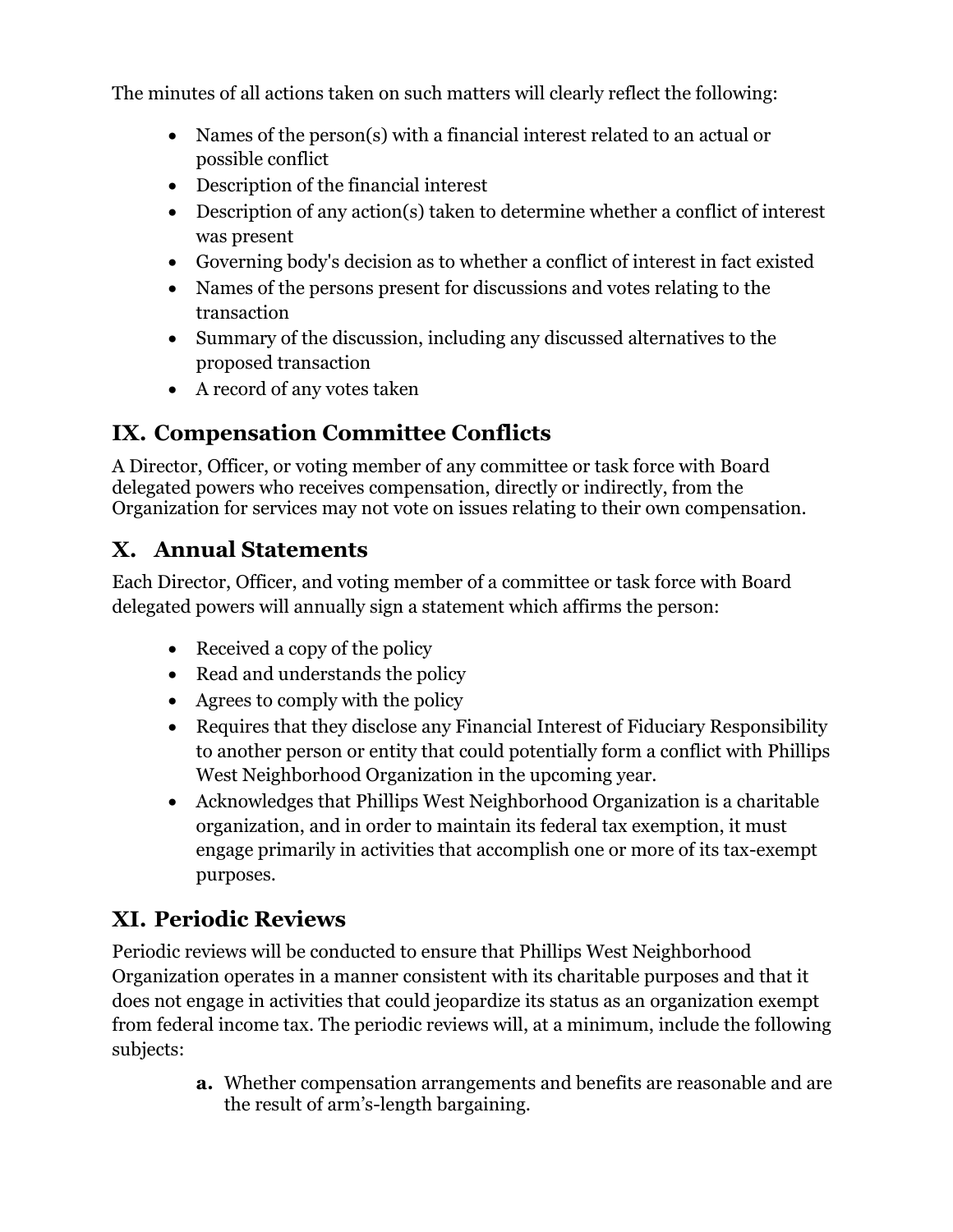The minutes of all actions taken on such matters will clearly reflect the following:

- Names of the person(s) with a financial interest related to an actual or possible conflict
- Description of the financial interest
- Description of any action(s) taken to determine whether a conflict of interest was present
- Governing body's decision as to whether a conflict of interest in fact existed
- Names of the persons present for discussions and votes relating to the transaction
- Summary of the discussion, including any discussed alternatives to the proposed transaction
- A record of any votes taken

## IX. Compensation Committee Conflicts

A Director, Officer, or voting member of any committee or task force with Board delegated powers who receives compensation, directly or indirectly, from the Organization for services may not vote on issues relating to their own compensation.

## X. Annual Statements

Each Director, Officer, and voting member of a committee or task force with Board delegated powers will annually sign a statement which affirms the person:

- Received a copy of the policy
- Read and understands the policy
- Agrees to comply with the policy
- Requires that they disclose any Financial Interest of Fiduciary Responsibility to another person or entity that could potentially form a conflict with Phillips West Neighborhood Organization in the upcoming year.
- Acknowledges that Phillips West Neighborhood Organization is a charitable organization, and in order to maintain its federal tax exemption, it must engage primarily in activities that accomplish one or more of its tax-exempt purposes.

## XI. Periodic Reviews

Periodic reviews will be conducted to ensure that Phillips West Neighborhood Organization operates in a manner consistent with its charitable purposes and that it does not engage in activities that could jeopardize its status as an organization exempt from federal income tax. The periodic reviews will, at a minimum, include the following subjects:

**a.** Whether compensation arrangements and benefits are reasonable and are the result of arm's-length bargaining.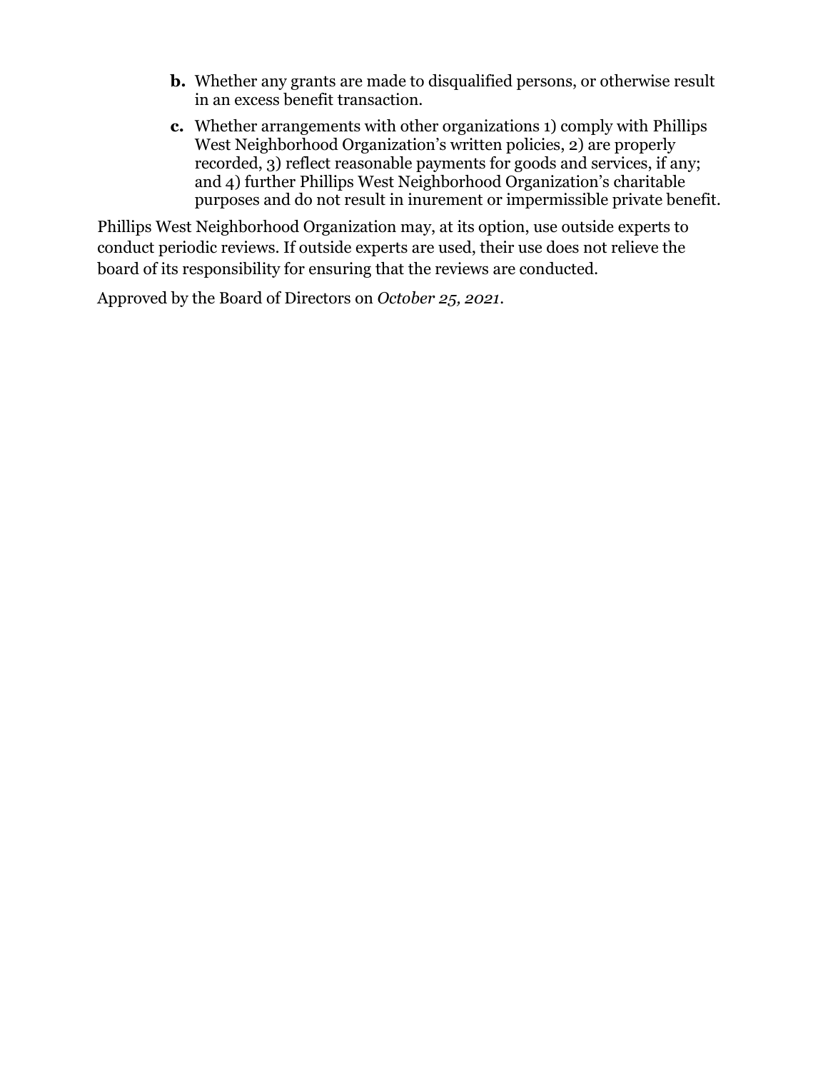- **b.** Whether any grants are made to disqualified persons, or otherwise result in an excess benefit transaction.
- **c.** Whether arrangements with other organizations 1) comply with Phillips West Neighborhood Organization's written policies, 2) are properly recorded, 3) reflect reasonable payments for goods and services, if any; and 4) further Phillips West Neighborhood Organization's charitable purposes and do not result in inurement or impermissible private benefit.

Phillips West Neighborhood Organization may, at its option, use outside experts to conduct periodic reviews. If outside experts are used, their use does not relieve the board of its responsibility for ensuring that the reviews are conducted.

Approved by the Board of Directors on *October 25, 2021*.